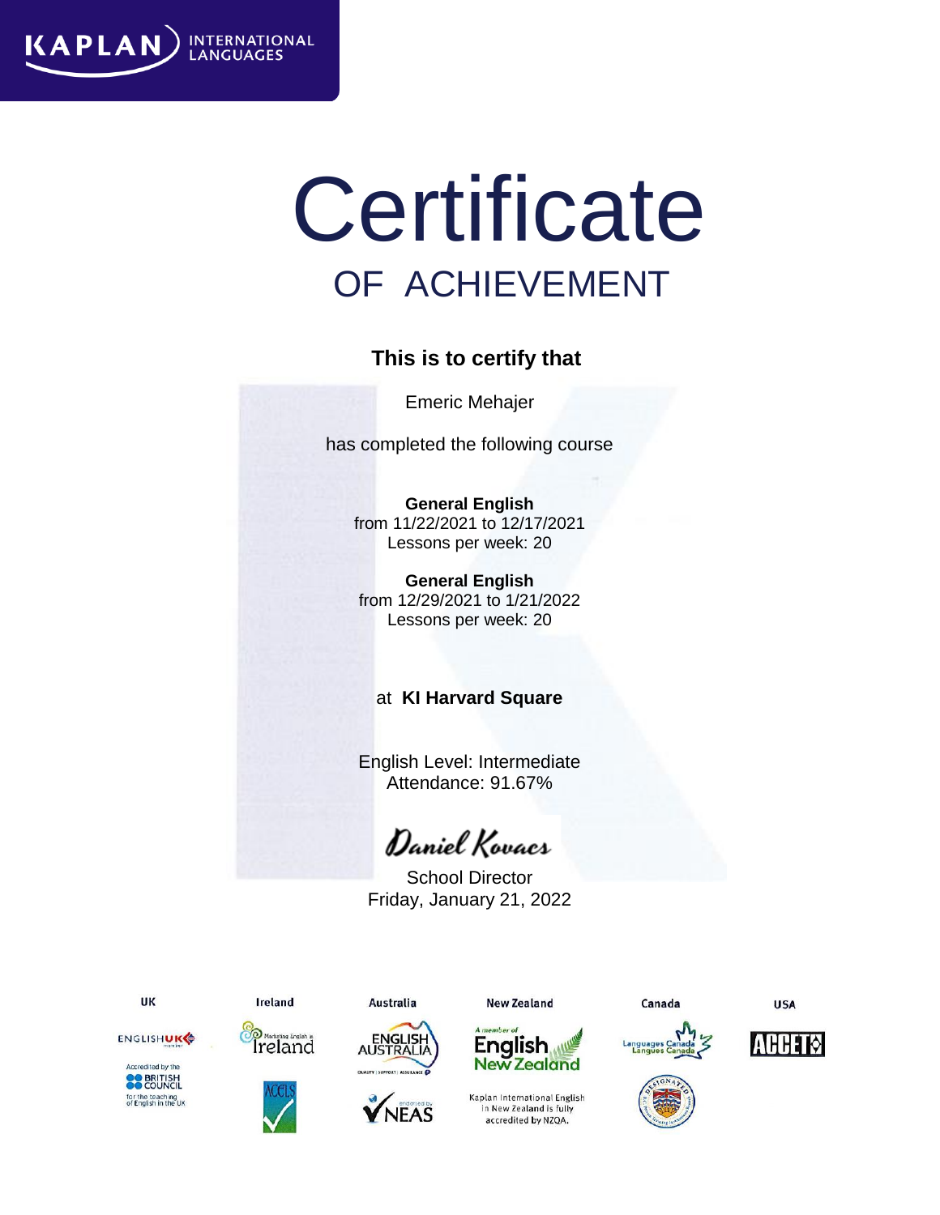KAPLAN INTERNATIONAL LANGUAGES

# Certificate

## OF ACHIEVEMENT

**This is to certify that**

Emeric Mehajer

has completed the following course

**General English**
from 11/22/2021 to 12/17/2021
Lessons per week: 20

**General English**
from 12/29/2021 to 1/21/2022
Lessons per week: 20

at **KI Harvard Square**

English Level: Intermediate
Attendance: 91.67%

*Daniel Kovacs*

School Director
Friday, January 21, 2022

UK — ENGLISH UK member; Accredited by the BRITISH COUNCIL for the teaching of English in the UK

Ireland — Marketing English in Ireland; ACELS

Australia — ENGLISH AUSTRALIA (Quality | Support | Assurance); endorsed by NEAS

New Zealand — A member of English New Zealand; Kaplan International English in New Zealand is fully accredited by NZQA.

Canada — Languages Canada / Langues Canada; Designated

USA — ACCET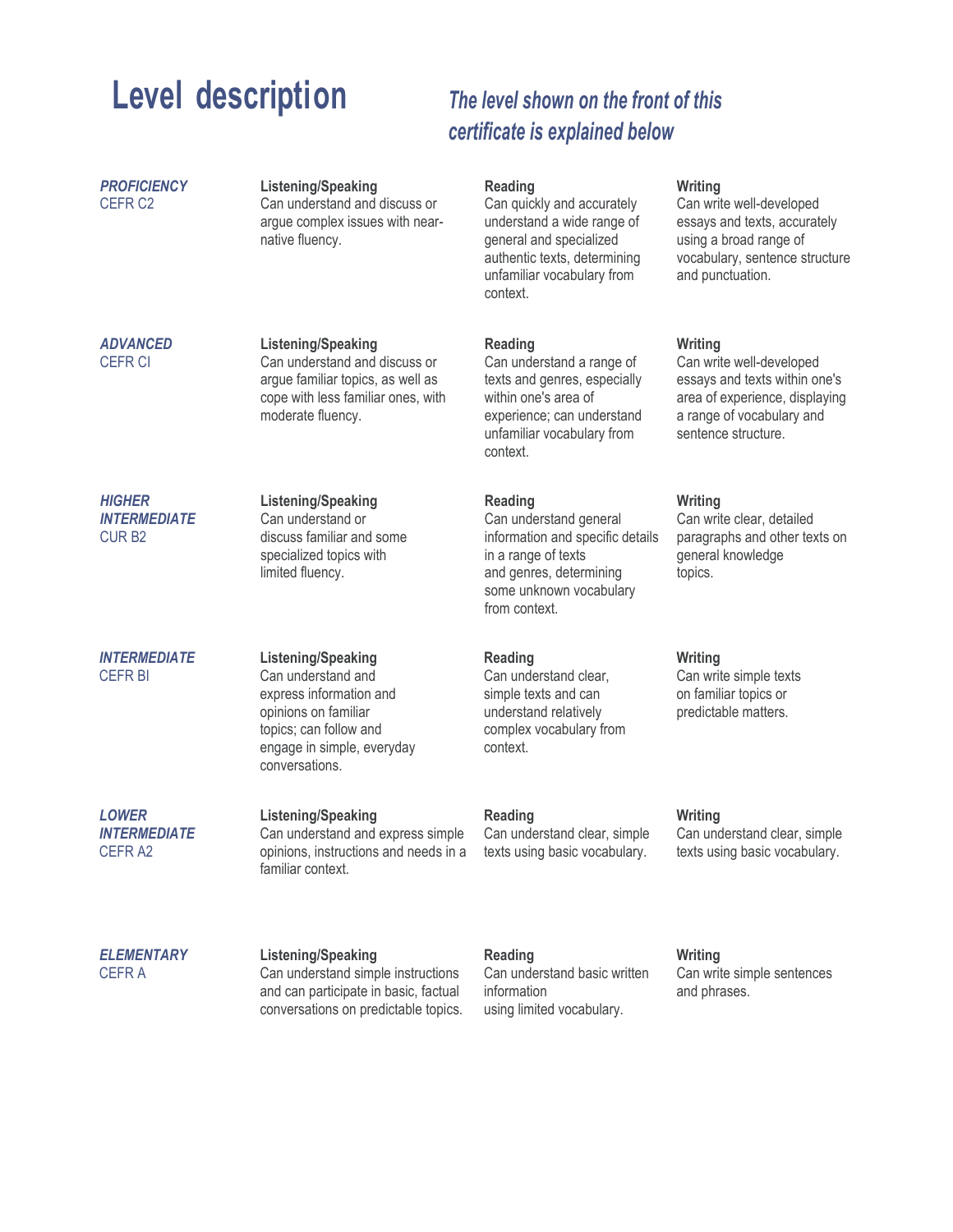# Level description

*The level shown on the front of this certificate is explained below*

| | | | |
|---|---|---|---|
| ***PROFICIENCY*** CEFR C2 | **Listening/Speaking** Can understand and discuss or argue complex issues with near-native fluency. | **Reading** Can quickly and accurately understand a wide range of general and specialized authentic texts, determining unfamiliar vocabulary from context. | **Writing** Can write well-developed essays and texts, accurately using a broad range of vocabulary, sentence structure and punctuation. |
| ***ADVANCED*** CEFR CI | **Listening/Speaking** Can understand and discuss or argue familiar topics, as well as cope with less familiar ones, with moderate fluency. | **Reading** Can understand a range of texts and genres, especially within one's area of experience; can understand unfamiliar vocabulary from context. | **Writing** Can write well-developed essays and texts within one's area of experience, displaying a range of vocabulary and sentence structure. |
| ***HIGHER INTERMEDIATE*** CUR B2 | **Listening/Speaking** Can understand or discuss familiar and some specialized topics with limited fluency. | **Reading** Can understand general information and specific details in a range of texts and genres, determining some unknown vocabulary from context. | **Writing** Can write clear, detailed paragraphs and other texts on general knowledge topics. |
| ***INTERMEDIATE*** CEFR BI | **Listening/Speaking** Can understand and express information and opinions on familiar topics; can follow and engage in simple, everyday conversations. | **Reading** Can understand clear, simple texts and can understand relatively complex vocabulary from context. | **Writing** Can write simple texts on familiar topics or predictable matters. |
| ***LOWER INTERMEDIATE*** CEFR A2 | **Listening/Speaking** Can understand and express simple opinions, instructions and needs in a familiar context. | **Reading** Can understand clear, simple texts using basic vocabulary. | **Writing** Can understand clear, simple texts using basic vocabulary. |
| ***ELEMENTARY*** CEFR A | **Listening/Speaking** Can understand simple instructions and can participate in basic, factual conversations on predictable topics. | **Reading** Can understand basic written information using limited vocabulary. | **Writing** Can write simple sentences and phrases. |